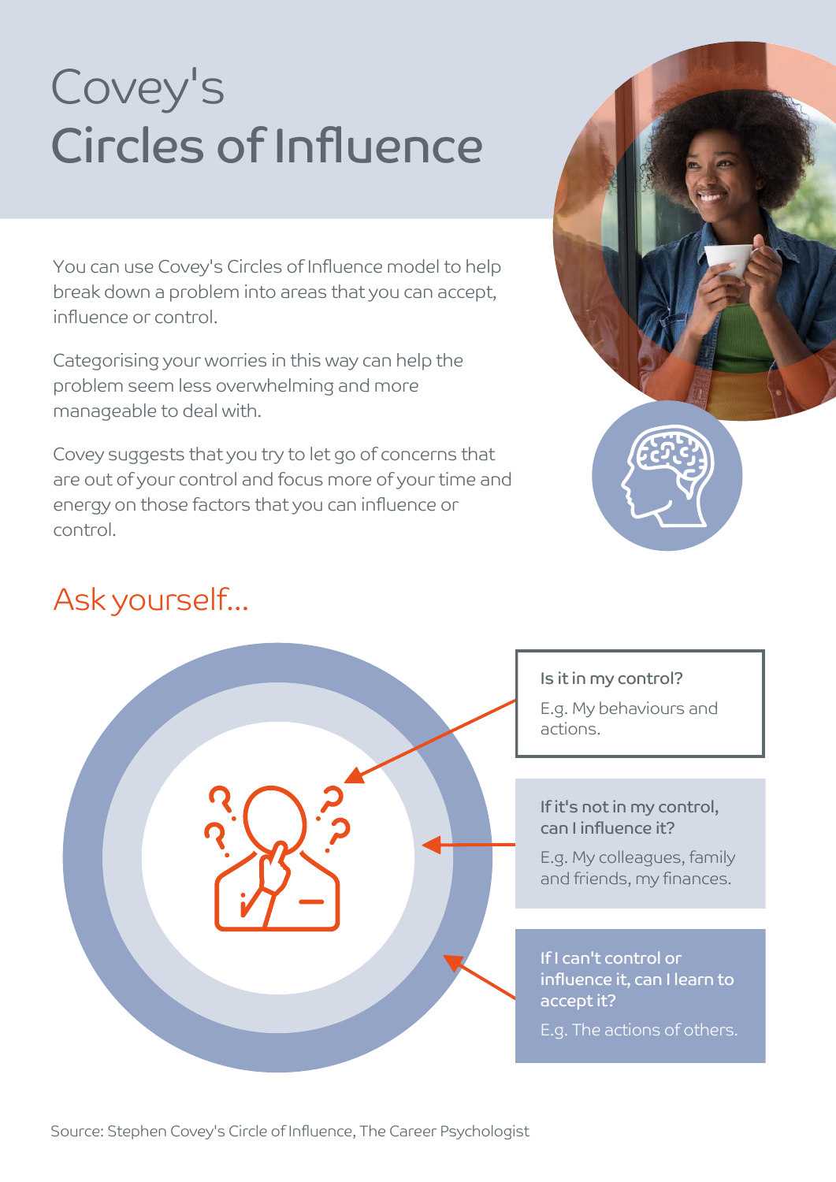# Covey's
# Circles of Influence

You can use Covey's Circles of Influence model to help break down a problem into areas that you can accept, influence or control.

Categorising your worries in this way can help the problem seem less overwhelming and more manageable to deal with.

Covey suggests that you try to let go of concerns that are out of your control and focus more of your time and energy on those factors that you can influence or control.

## Ask yourself...

**Is it in my control?**

E.g. My behaviours and actions.

**If it's not in my control, can I influence it?**

E.g. My colleagues, family and friends, my finances.

**If I can't control or influence it, can I learn to accept it?**

E.g. The actions of others.

Source: Stephen Covey's Circle of Influence, The Career Psychologist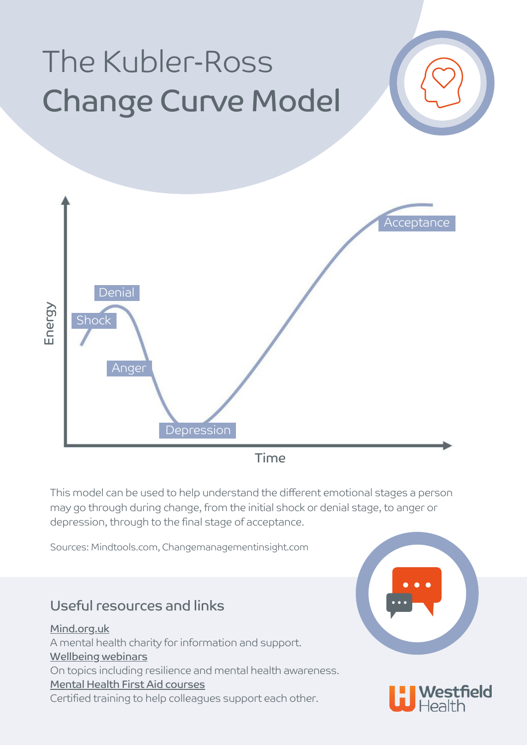# The Kubler-Ross Change Curve Model

Energy

Denial

Shock

Anger

Depression

Acceptance

Time

This model can be used to help understand the different emotional stages a person may go through during change, from the initial shock or denial stage, to anger or depression, through to the final stage of acceptance.

Sources: Mindtools.com, Changemanagementinsight.com

## Useful resources and links

[Mind.org.uk](Mind.org.uk)
A mental health charity for information and support.

Wellbeing webinars
On topics including resilience and mental health awareness.

Mental Health First Aid courses
Certified training to help colleagues support each other.

Westfield Health